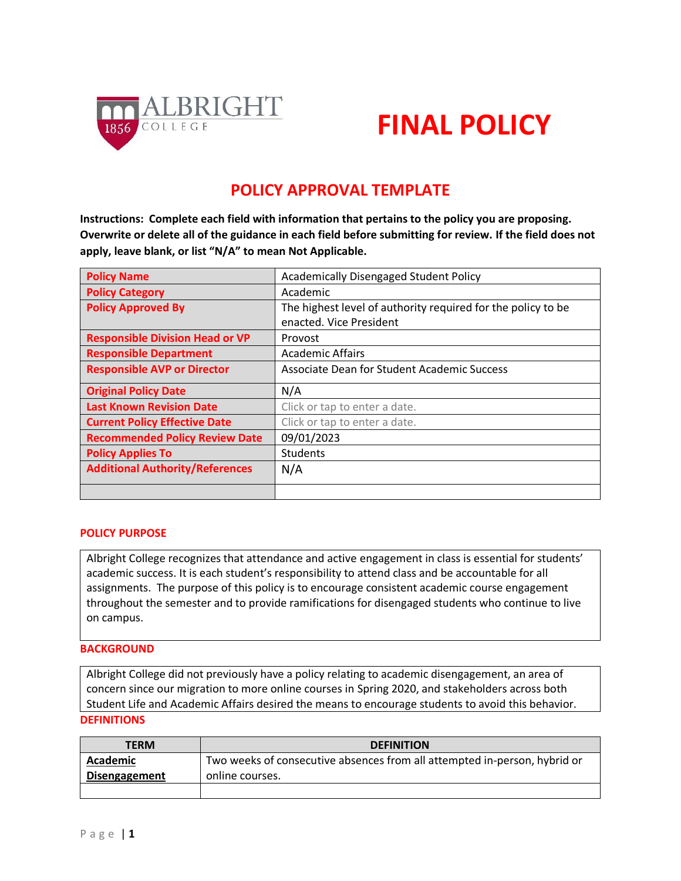ALBRIGHT COLLEGE 1856

# FINAL POLICY

## POLICY APPROVAL TEMPLATE

**Instructions: Complete each field with information that pertains to the policy you are proposing. Overwrite or delete all of the guidance in each field before submitting for review. If the field does not apply, leave blank, or list "N/A" to mean Not Applicable.**

| | |
|---|---|
| **Policy Name** | Academically Disengaged Student Policy |
| **Policy Category** | Academic |
| **Policy Approved By** | The highest level of authority required for the policy to be enacted. Vice President |
| **Responsible Division Head or VP** | Provost |
| **Responsible Department** | Academic Affairs |
| **Responsible AVP or Director** | Associate Dean for Student Academic Success |
| **Original Policy Date** | N/A |
| **Last Known Revision Date** | Click or tap to enter a date. |
| **Current Policy Effective Date** | Click or tap to enter a date. |
| **Recommended Policy Review Date** | 09/01/2023 |
| **Policy Applies To** | Students |
| **Additional Authority/References** | N/A |
| | |

### POLICY PURPOSE

Albright College recognizes that attendance and active engagement in class is essential for students' academic success. It is each student's responsibility to attend class and be accountable for all assignments. The purpose of this policy is to encourage consistent academic course engagement throughout the semester and to provide ramifications for disengaged students who continue to live on campus.

### BACKGROUND

Albright College did not previously have a policy relating to academic disengagement, an area of concern since our migration to more online courses in Spring 2020, and stakeholders across both Student Life and Academic Affairs desired the means to encourage students to avoid this behavior.

### DEFINITIONS

| TERM | DEFINITION |
|---|---|
| **Academic Disengagement** | Two weeks of consecutive absences from all attempted in-person, hybrid or online courses. |
| | |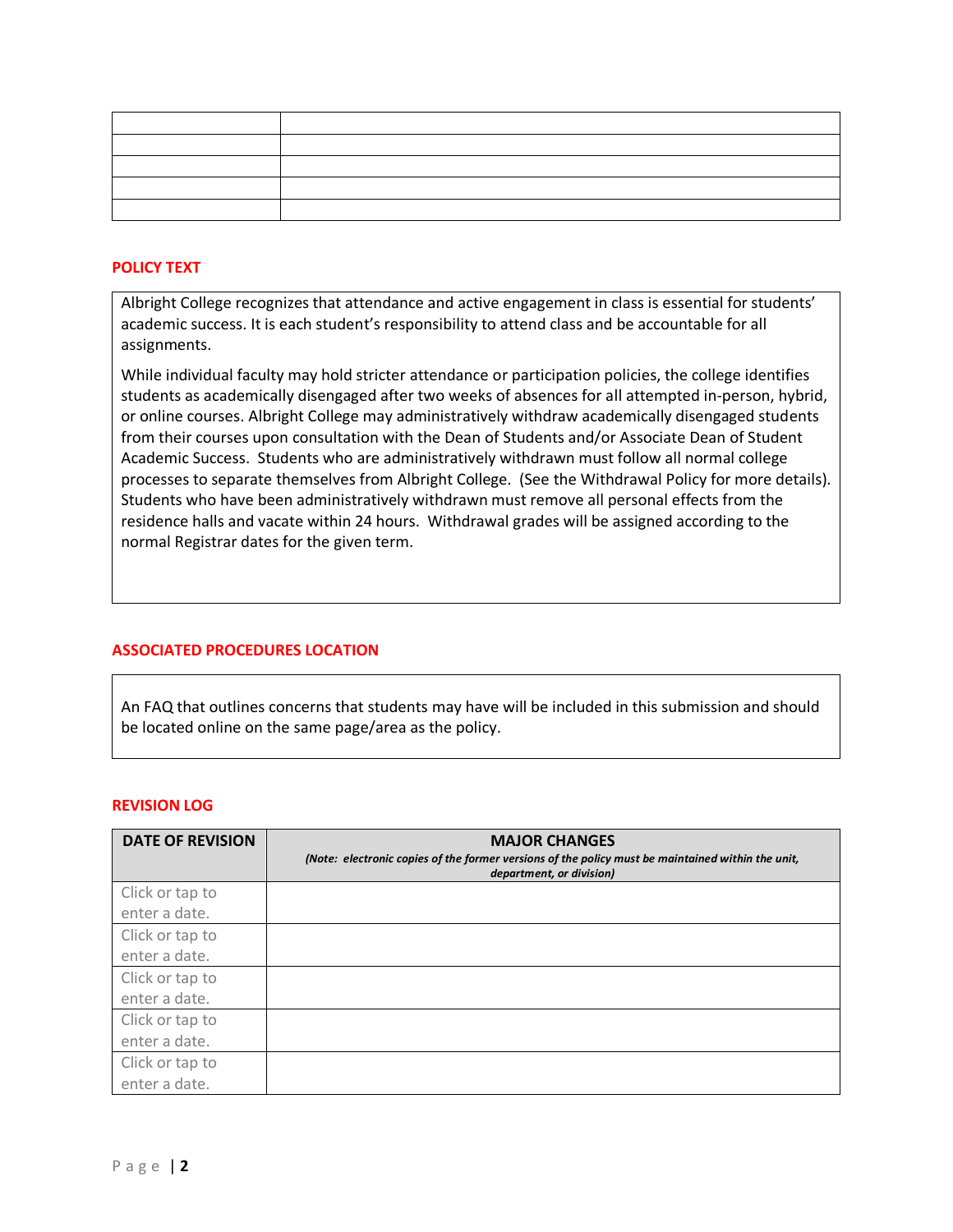| | |
|---|---|
| | |
| | |
| | |
| | |

**POLICY TEXT**

Albright College recognizes that attendance and active engagement in class is essential for students' academic success. It is each student's responsibility to attend class and be accountable for all assignments.

While individual faculty may hold stricter attendance or participation policies, the college identifies students as academically disengaged after two weeks of absences for all attempted in-person, hybrid, or online courses. Albright College may administratively withdraw academically disengaged students from their courses upon consultation with the Dean of Students and/or Associate Dean of Student Academic Success. Students who are administratively withdrawn must follow all normal college processes to separate themselves from Albright College. (See the Withdrawal Policy for more details). Students who have been administratively withdrawn must remove all personal effects from the residence halls and vacate within 24 hours. Withdrawal grades will be assigned according to the normal Registrar dates for the given term.

**ASSOCIATED PROCEDURES LOCATION**

An FAQ that outlines concerns that students may have will be included in this submission and should be located online on the same page/area as the policy.

**REVISION LOG**

| DATE OF REVISION | MAJOR CHANGES *(Note: electronic copies of the former versions of the policy must be maintained within the unit, department, or division)* |
|---|---|
| Click or tap to enter a date. | |
| Click or tap to enter a date. | |
| Click or tap to enter a date. | |
| Click or tap to enter a date. | |
| Click or tap to enter a date. | |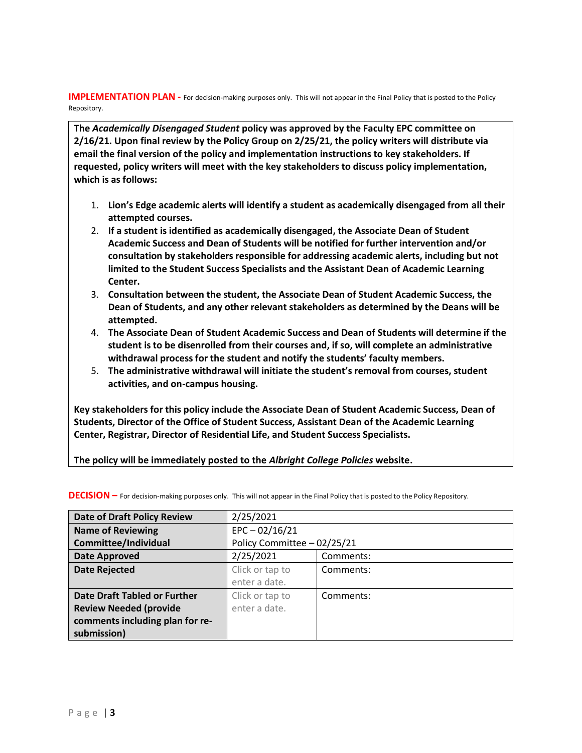**IMPLEMENTATION PLAN -** For decision-making purposes only. This will not appear in the Final Policy that is posted to the Policy Repository.

**The *Academically Disengaged Student* policy was approved by the Faculty EPC committee on 2/16/21. Upon final review by the Policy Group on 2/25/21, the policy writers will distribute via email the final version of the policy and implementation instructions to key stakeholders. If requested, policy writers will meet with the key stakeholders to discuss policy implementation, which is as follows:**

1. **Lion's Edge academic alerts will identify a student as academically disengaged from all their attempted courses.**
2. **If a student is identified as academically disengaged, the Associate Dean of Student Academic Success and Dean of Students will be notified for further intervention and/or consultation by stakeholders responsible for addressing academic alerts, including but not limited to the Student Success Specialists and the Assistant Dean of Academic Learning Center.**
3. **Consultation between the student, the Associate Dean of Student Academic Success, the Dean of Students, and any other relevant stakeholders as determined by the Deans will be attempted.**
4. **The Associate Dean of Student Academic Success and Dean of Students will determine if the student is to be disenrolled from their courses and, if so, will complete an administrative withdrawal process for the student and notify the students' faculty members.**
5. **The administrative withdrawal will initiate the student's removal from courses, student activities, and on-campus housing.**

**Key stakeholders for this policy include the Associate Dean of Student Academic Success, Dean of Students, Director of the Office of Student Success, Assistant Dean of the Academic Learning Center, Registrar, Director of Residential Life, and Student Success Specialists.**

**The policy will be immediately posted to the *Albright College Policies* website.**

**DECISION –** For decision-making purposes only. This will not appear in the Final Policy that is posted to the Policy Repository.

| | | |
|---|---|---|
| **Date of Draft Policy Review** | 2/25/2021 | |
| **Name of Reviewing Committee/Individual** | EPC – 02/16/21<br>Policy Committee – 02/25/21 | |
| **Date Approved** | 2/25/2021 | Comments: |
| **Date Rejected** | Click or tap to enter a date. | Comments: |
| **Date Draft Tabled or Further Review Needed (provide comments including plan for re-submission)** | Click or tap to enter a date. | Comments: |